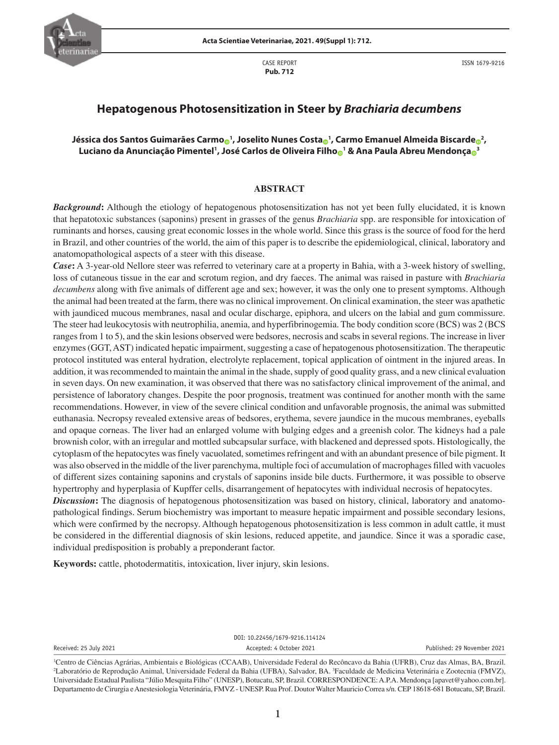CASE REPORT
**Pub. 712**

ISSN 1679-9216

# Hepatogenous Photosensitization in Steer by *Brachiaria decumbens*

**Jéssica dos Santos Guimarães Carmo[1], Joselito Nunes Costa[1], Carmo Emanuel Almeida Biscarde[2], Luciano da Anunciação Pimentel[1], José Carlos de Oliveira Filho[1] & Ana Paula Abreu Mendonça[3]**

## ABSTRACT

***Background*:** Although the etiology of hepatogenous photosensitization has not yet been fully elucidated, it is known that hepatotoxic substances (saponins) present in grasses of the genus *Brachiaria* spp. are responsible for intoxication of ruminants and horses, causing great economic losses in the whole world. Since this grass is the source of food for the herd in Brazil, and other countries of the world, the aim of this paper is to describe the epidemiological, clinical, laboratory and anatomopathological aspects of a steer with this disease.

***Case*:** A 3-year-old Nellore steer was referred to veterinary care at a property in Bahia, with a 3-week history of swelling, loss of cutaneous tissue in the ear and scrotum region, and dry faeces. The animal was raised in pasture with *Brachiaria decumbens* along with five animals of different age and sex; however, it was the only one to present symptoms. Although the animal had been treated at the farm, there was no clinical improvement. On clinical examination, the steer was apathetic with jaundiced mucous membranes, nasal and ocular discharge, epiphora, and ulcers on the labial and gum commissure. The steer had leukocytosis with neutrophilia, anemia, and hyperfibrinogemia. The body condition score (BCS) was 2 (BCS ranges from 1 to 5), and the skin lesions observed were bedsores, necrosis and scabs in several regions. The increase in liver enzymes (GGT, AST) indicated hepatic impairment, suggesting a case of hepatogenous photosensitization. The therapeutic protocol instituted was enteral hydration, electrolyte replacement, topical application of ointment in the injured areas. In addition, it was recommended to maintain the animal in the shade, supply of good quality grass, and a new clinical evaluation in seven days. On new examination, it was observed that there was no satisfactory clinical improvement of the animal, and persistence of laboratory changes. Despite the poor prognosis, treatment was continued for another month with the same recommendations. However, in view of the severe clinical condition and unfavorable prognosis, the animal was submitted euthanasia. Necropsy revealed extensive areas of bedsores, erythema, severe jaundice in the mucous membranes, eyeballs and opaque corneas. The liver had an enlarged volume with bulging edges and a greenish color. The kidneys had a pale brownish color, with an irregular and mottled subcapsular surface, with blackened and depressed spots. Histologically, the cytoplasm of the hepatocytes was finely vacuolated, sometimes refringent and with an abundant presence of bile pigment. It was also observed in the middle of the liver parenchyma, multiple foci of accumulation of macrophages filled with vacuoles of different sizes containing saponins and crystals of saponins inside bile ducts. Furthermore, it was possible to observe hypertrophy and hyperplasia of Kupffer cells, disarrangement of hepatocytes with individual necrosis of hepatocytes.

***Discussion*:** The diagnosis of hepatogenous photosensitization was based on history, clinical, laboratory and anatomopathological findings. Serum biochemistry was important to measure hepatic impairment and possible secondary lesions, which were confirmed by the necropsy. Although hepatogenous photosensitization is less common in adult cattle, it must be considered in the differential diagnosis of skin lesions, reduced appetite, and jaundice. Since it was a sporadic case, individual predisposition is probably a preponderant factor.

**Keywords:** cattle, photodermatitis, intoxication, liver injury, skin lesions.

DOI: 10.22456/1679-9216.114124

Received: 25 July 2021 | Accepted: 4 October 2021 | Published: 29 November 2021

[1]Centro de Ciências Agrárias, Ambientais e Biológicas (CCAAB), Universidade Federal do Recôncavo da Bahia (UFRB), Cruz das Almas, BA, Brazil. [2]Laboratório de Reprodução Animal, Universidade Federal da Bahia (UFBA), Salvador, BA. [3]Faculdade de Medicina Veterinária e Zootecnia (FMVZ), Universidade Estadual Paulista "Júlio Mesquita Filho" (UNESP), Botucatu, SP, Brazil. CORRESPONDENCE: A.P.A. Mendonça [apavet@yahoo.com.br]. Departamento de Cirurgia e Anestesiologia Veterinária, FMVZ - UNESP. Rua Prof. Doutor Walter Mauricio Correa s/n. CEP 18618-681 Botucatu, SP, Brazil.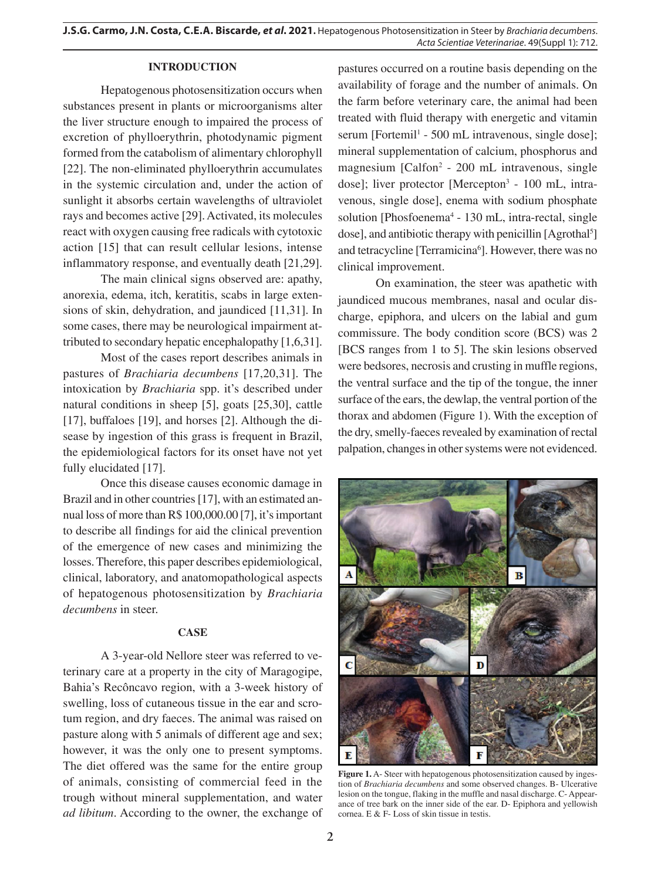## INTRODUCTION

Hepatogenous photosensitization occurs when substances present in plants or microorganisms alter the liver structure enough to impaired the process of excretion of phylloerythrin, photodynamic pigment formed from the catabolism of alimentary chlorophyll [22]. The non-eliminated phylloerythrin accumulates in the systemic circulation and, under the action of sunlight it absorbs certain wavelengths of ultraviolet rays and becomes active [29]. Activated, its molecules react with oxygen causing free radicals with cytotoxic action [15] that can result cellular lesions, intense inflammatory response, and eventually death [21,29].

The main clinical signs observed are: apathy, anorexia, edema, itch, keratitis, scabs in large extensions of skin, dehydration, and jaundiced [11,31]. In some cases, there may be neurological impairment attributed to secondary hepatic encephalopathy [1,6,31].

Most of the cases report describes animals in pastures of *Brachiaria decumbens* [17,20,31]. The intoxication by *Brachiaria* spp. it's described under natural conditions in sheep [5], goats [25,30], cattle [17], buffaloes [19], and horses [2]. Although the disease by ingestion of this grass is frequent in Brazil, the epidemiological factors for its onset have not yet fully elucidated [17].

Once this disease causes economic damage in Brazil and in other countries [17], with an estimated annual loss of more than R$ 100,000.00 [7], it's important to describe all findings for aid the clinical prevention of the emergence of new cases and minimizing the losses. Therefore, this paper describes epidemiological, clinical, laboratory, and anatomopathological aspects of hepatogenous photosensitization by *Brachiaria decumbens* in steer.

## CASE

A 3-year-old Nellore steer was referred to veterinary care at a property in the city of Maragogipe, Bahia's Recôncavo region, with a 3-week history of swelling, loss of cutaneous tissue in the ear and scrotum region, and dry faeces. The animal was raised on pasture along with 5 animals of different age and sex; however, it was the only one to present symptoms. The diet offered was the same for the entire group of animals, consisting of commercial feed in the trough without mineral supplementation, and water *ad libitum*. According to the owner, the exchange of pastures occurred on a routine basis depending on the availability of forage and the number of animals. On the farm before veterinary care, the animal had been treated with fluid therapy with energetic and vitamin serum [Fortemil[1] - 500 mL intravenous, single dose]; mineral supplementation of calcium, phosphorus and magnesium [Calfon[2] - 200 mL intravenous, single dose]; liver protector [Mercepton[3] - 100 mL, intravenous, single dose], enema with sodium phosphate solution [Phosfoenema[4] - 130 mL, intra-rectal, single dose], and antibiotic therapy with penicillin [Agrothal[5]] and tetracycline [Terramicina[6]]. However, there was no clinical improvement.

On examination, the steer was apathetic with jaundiced mucous membranes, nasal and ocular discharge, epiphora, and ulcers on the labial and gum commissure. The body condition score (BCS) was 2 [BCS ranges from 1 to 5]. The skin lesions observed were bedsores, necrosis and crusting in muffle regions, the ventral surface and the tip of the tongue, the inner surface of the ears, the dewlap, the ventral portion of the thorax and abdomen (Figure 1). With the exception of the dry, smelly-faeces revealed by examination of rectal palpation, changes in other systems were not evidenced.

**Figure 1.** A- Steer with hepatogenous photosensitization caused by ingestion of *Brachiaria decumbens* and some observed changes. B- Ulcerative lesion on the tongue, flaking in the muffle and nasal discharge. C- Appearance of tree bark on the inner side of the ear. D- Epiphora and yellowish cornea. E & F- Loss of skin tissue in testis.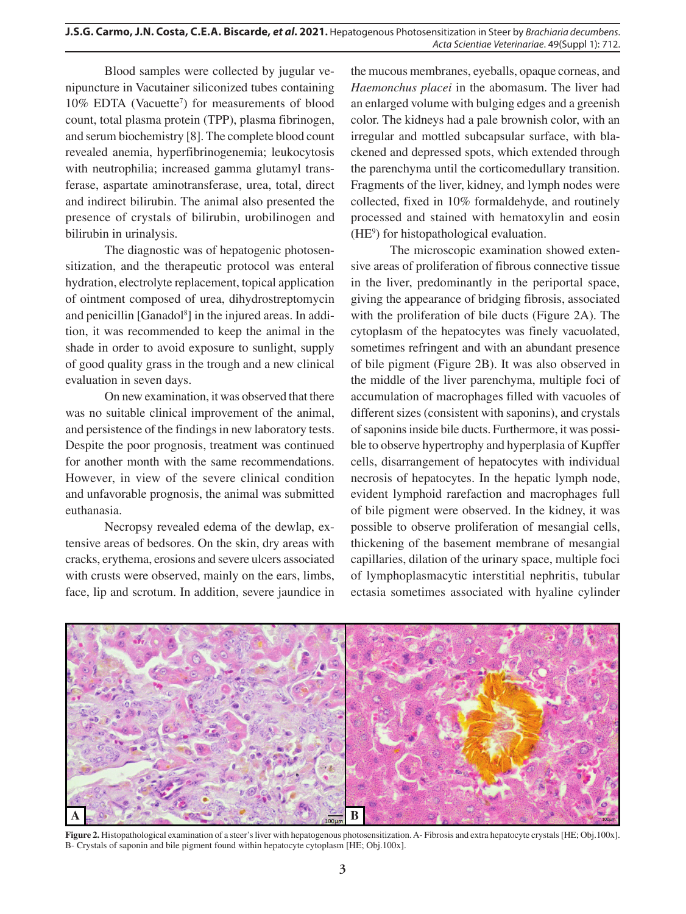Blood samples were collected by jugular venipuncture in Vacutainer siliconized tubes containing 10% EDTA (Vacuette[7]) for measurements of blood count, total plasma protein (TPP), plasma fibrinogen, and serum biochemistry [8]. The complete blood count revealed anemia, hyperfibrinogenemia; leukocytosis with neutrophilia; increased gamma glutamyl transferase, aspartate aminotransferase, urea, total, direct and indirect bilirubin. The animal also presented the presence of crystals of bilirubin, urobilinogen and bilirubin in urinalysis.

The diagnostic was of hepatogenic photosensitization, and the therapeutic protocol was enteral hydration, electrolyte replacement, topical application of ointment composed of urea, dihydrostreptomycin and penicillin [Ganadol[8]] in the injured areas. In addition, it was recommended to keep the animal in the shade in order to avoid exposure to sunlight, supply of good quality grass in the trough and a new clinical evaluation in seven days.

On new examination, it was observed that there was no suitable clinical improvement of the animal, and persistence of the findings in new laboratory tests. Despite the poor prognosis, treatment was continued for another month with the same recommendations. However, in view of the severe clinical condition and unfavorable prognosis, the animal was submitted euthanasia.

Necropsy revealed edema of the dewlap, extensive areas of bedsores. On the skin, dry areas with cracks, erythema, erosions and severe ulcers associated with crusts were observed, mainly on the ears, limbs, face, lip and scrotum. In addition, severe jaundice in the mucous membranes, eyeballs, opaque corneas, and *Haemonchus placei* in the abomasum. The liver had an enlarged volume with bulging edges and a greenish color. The kidneys had a pale brownish color, with an irregular and mottled subcapsular surface, with blackened and depressed spots, which extended through the parenchyma until the corticomedullary transition. Fragments of the liver, kidney, and lymph nodes were collected, fixed in 10% formaldehyde, and routinely processed and stained with hematoxylin and eosin (HE[9]) for histopathological evaluation.

The microscopic examination showed extensive areas of proliferation of fibrous connective tissue in the liver, predominantly in the periportal space, giving the appearance of bridging fibrosis, associated with the proliferation of bile ducts (Figure 2A). The cytoplasm of the hepatocytes was finely vacuolated, sometimes refringent and with an abundant presence of bile pigment (Figure 2B). It was also observed in the middle of the liver parenchyma, multiple foci of accumulation of macrophages filled with vacuoles of different sizes (consistent with saponins), and crystals of saponins inside bile ducts. Furthermore, it was possible to observe hypertrophy and hyperplasia of Kupffer cells, disarrangement of hepatocytes with individual necrosis of hepatocytes. In the hepatic lymph node, evident lymphoid rarefaction and macrophages full of bile pigment were observed. In the kidney, it was possible to observe proliferation of mesangial cells, thickening of the basement membrane of mesangial capillaries, dilation of the urinary space, multiple foci of lymphoplasmacytic interstitial nephritis, tubular ectasia sometimes associated with hyaline cylinder

**Figure 2.** Histopathological examination of a steer's liver with hepatogenous photosensitization. A- Fibrosis and extra hepatocyte crystals [HE; Obj.100x]. B- Crystals of saponin and bile pigment found within hepatocyte cytoplasm [HE; Obj.100x].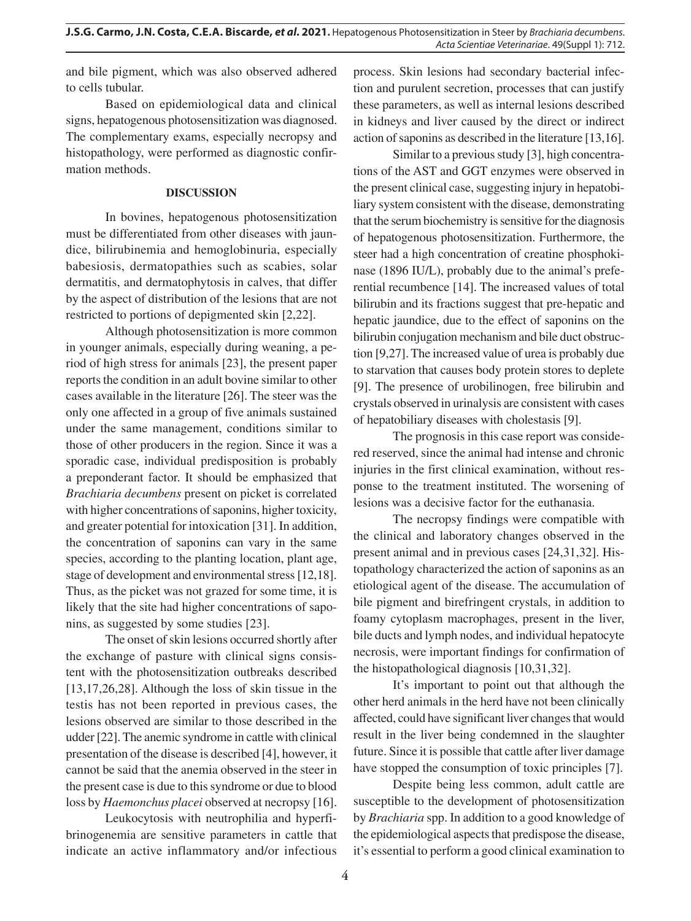and bile pigment, which was also observed adhered to cells tubular.

Based on epidemiological data and clinical signs, hepatogenous photosensitization was diagnosed. The complementary exams, especially necropsy and histopathology, were performed as diagnostic confirmation methods.

## DISCUSSION

In bovines, hepatogenous photosensitization must be differentiated from other diseases with jaundice, bilirubinemia and hemoglobinuria, especially babesiosis, dermatopathies such as scabies, solar dermatitis, and dermatophytosis in calves, that differ by the aspect of distribution of the lesions that are not restricted to portions of depigmented skin [2,22].

Although photosensitization is more common in younger animals, especially during weaning, a period of high stress for animals [23], the present paper reports the condition in an adult bovine similar to other cases available in the literature [26]. The steer was the only one affected in a group of five animals sustained under the same management, conditions similar to those of other producers in the region. Since it was a sporadic case, individual predisposition is probably a preponderant factor. It should be emphasized that *Brachiaria decumbens* present on picket is correlated with higher concentrations of saponins, higher toxicity, and greater potential for intoxication [31]. In addition, the concentration of saponins can vary in the same species, according to the planting location, plant age, stage of development and environmental stress [12,18]. Thus, as the picket was not grazed for some time, it is likely that the site had higher concentrations of saponins, as suggested by some studies [23].

The onset of skin lesions occurred shortly after the exchange of pasture with clinical signs consistent with the photosensitization outbreaks described [13,17,26,28]. Although the loss of skin tissue in the testis has not been reported in previous cases, the lesions observed are similar to those described in the udder [22]. The anemic syndrome in cattle with clinical presentation of the disease is described [4], however, it cannot be said that the anemia observed in the steer in the present case is due to this syndrome or due to blood loss by *Haemonchus placei* observed at necropsy [16].

Leukocytosis with neutrophilia and hyperfibrinogenemia are sensitive parameters in cattle that indicate an active inflammatory and/or infectious process. Skin lesions had secondary bacterial infection and purulent secretion, processes that can justify these parameters, as well as internal lesions described in kidneys and liver caused by the direct or indirect action of saponins as described in the literature [13,16].

Similar to a previous study [3], high concentrations of the AST and GGT enzymes were observed in the present clinical case, suggesting injury in hepatobiliary system consistent with the disease, demonstrating that the serum biochemistry is sensitive for the diagnosis of hepatogenous photosensitization. Furthermore, the steer had a high concentration of creatine phosphokinase (1896 IU/L), probably due to the animal's preferential recumbence [14]. The increased values of total bilirubin and its fractions suggest that pre-hepatic and hepatic jaundice, due to the effect of saponins on the bilirubin conjugation mechanism and bile duct obstruction [9,27]. The increased value of urea is probably due to starvation that causes body protein stores to deplete [9]. The presence of urobilinogen, free bilirubin and crystals observed in urinalysis are consistent with cases of hepatobiliary diseases with cholestasis [9].

The prognosis in this case report was considered reserved, since the animal had intense and chronic injuries in the first clinical examination, without response to the treatment instituted. The worsening of lesions was a decisive factor for the euthanasia.

The necropsy findings were compatible with the clinical and laboratory changes observed in the present animal and in previous cases [24,31,32]. Histopathology characterized the action of saponins as an etiological agent of the disease. The accumulation of bile pigment and birefringent crystals, in addition to foamy cytoplasm macrophages, present in the liver, bile ducts and lymph nodes, and individual hepatocyte necrosis, were important findings for confirmation of the histopathological diagnosis [10,31,32].

It's important to point out that although the other herd animals in the herd have not been clinically affected, could have significant liver changes that would result in the liver being condemned in the slaughter future. Since it is possible that cattle after liver damage have stopped the consumption of toxic principles [7].

Despite being less common, adult cattle are susceptible to the development of photosensitization by *Brachiaria* spp. In addition to a good knowledge of the epidemiological aspects that predispose the disease, it's essential to perform a good clinical examination to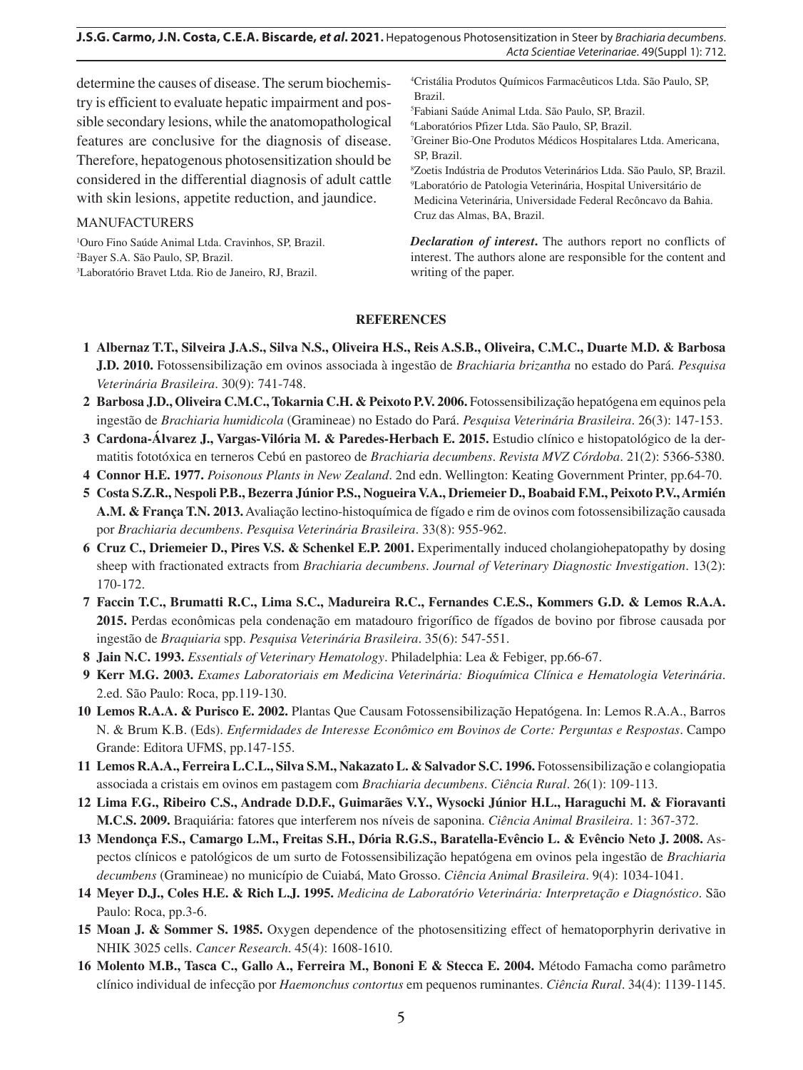determine the causes of disease. The serum biochemistry is efficient to evaluate hepatic impairment and possible secondary lesions, while the anatomopathological features are conclusive for the diagnosis of disease. Therefore, hepatogenous photosensitization should be considered in the differential diagnosis of adult cattle with skin lesions, appetite reduction, and jaundice.

MANUFACTURERS

[1]Ouro Fino Saúde Animal Ltda. Cravinhos, SP, Brazil.
[2]Bayer S.A. São Paulo, SP, Brazil.
[3]Laboratório Bravet Ltda. Rio de Janeiro, RJ, Brazil.
[4]Cristália Produtos Químicos Farmacêuticos Ltda. São Paulo, SP, Brazil.
[5]Fabiani Saúde Animal Ltda. São Paulo, SP, Brazil.
[6]Laboratórios Pfizer Ltda. São Paulo, SP, Brazil.
[7]Greiner Bio-One Produtos Médicos Hospitalares Ltda. Americana, SP, Brazil.
[8]Zoetis Indústria de Produtos Veterinários Ltda. São Paulo, SP, Brazil.
[9]Laboratório de Patologia Veterinária, Hospital Universitário de Medicina Veterinária, Universidade Federal Recôncavo da Bahia. Cruz das Almas, BA, Brazil.

***Declaration of interest*.** The authors report no conflicts of interest. The authors alone are responsible for the content and writing of the paper.

## REFERENCES

1 **Albernaz T.T., Silveira J.A.S., Silva N.S., Oliveira H.S., Reis A.S.B., Oliveira, C.M.C., Duarte M.D. & Barbosa J.D. 2010.** Fotossensibilização em ovinos associada à ingestão de *Brachiaria brizantha* no estado do Pará. *Pesquisa Veterinária Brasileira*. 30(9): 741-748.

2 **Barbosa J.D., Oliveira C.M.C., Tokarnia C.H. & Peixoto P.V. 2006.** Fotossensibilização hepatógena em equinos pela ingestão de *Brachiaria humidicola* (Gramineae) no Estado do Pará. *Pesquisa Veterinária Brasileira*. 26(3): 147-153.

3 **Cardona-Álvarez J., Vargas-Vilória M. & Paredes-Herbach E. 2015.** Estudio clínico e histopatológico de la dermatitis fototóxica en terneros Cebú en pastoreo de *Brachiaria decumbens*. *Revista MVZ Córdoba*. 21(2): 5366-5380.

4 **Connor H.E. 1977.** *Poisonous Plants in New Zealand*. 2nd edn. Wellington: Keating Government Printer, pp.64-70.

5 **Costa S.Z.R., Nespoli P.B., Bezerra Júnior P.S., Nogueira V.A., Driemeier D., Boabaid F.M., Peixoto P.V., Armién A.M. & França T.N. 2013.** Avaliação lectino-histoquímica de fígado e rim de ovinos com fotossensibilização causada por *Brachiaria decumbens*. *Pesquisa Veterinária Brasileira*. 33(8): 955-962.

6 **Cruz C., Driemeier D., Pires V.S. & Schenkel E.P. 2001.** Experimentally induced cholangiohepatopathy by dosing sheep with fractionated extracts from *Brachiaria decumbens*. *Journal of Veterinary Diagnostic Investigation*. 13(2): 170-172.

7 **Faccin T.C., Brumatti R.C., Lima S.C., Madureira R.C., Fernandes C.E.S., Kommers G.D. & Lemos R.A.A. 2015.** Perdas econômicas pela condenação em matadouro frigorífico de fígados de bovino por fibrose causada por ingestão de *Braquiaria* spp. *Pesquisa Veterinária Brasileira*. 35(6): 547-551.

8 **Jain N.C. 1993.** *Essentials of Veterinary Hematology*. Philadelphia: Lea & Febiger, pp.66-67.

9 **Kerr M.G. 2003.** *Exames Laboratoriais em Medicina Veterinária: Bioquímica Clínica e Hematologia Veterinária*. 2.ed. São Paulo: Roca, pp.119-130.

10 **Lemos R.A.A. & Purisco E. 2002.** Plantas Que Causam Fotossensibilização Hepatógena. In: Lemos R.A.A., Barros N. & Brum K.B. (Eds). *Enfermidades de Interesse Econômico em Bovinos de Corte: Perguntas e Respostas*. Campo Grande: Editora UFMS, pp.147-155.

11 **Lemos R.A.A., Ferreira L.C.L., Silva S.M., Nakazato L. & Salvador S.C. 1996.** Fotossensibilização e colangiopatia associada a cristais em ovinos em pastagem com *Brachiaria decumbens*. *Ciência Rural*. 26(1): 109-113.

12 **Lima F.G., Ribeiro C.S., Andrade D.D.F., Guimarães V.Y., Wysocki Júnior H.L., Haraguchi M. & Fioravanti M.C.S. 2009.** Braquiária: fatores que interferem nos níveis de saponina. *Ciência Animal Brasileira*. 1: 367-372.

13 **Mendonça F.S., Camargo L.M., Freitas S.H., Dória R.G.S., Baratella-Evêncio L. & Evêncio Neto J. 2008.** Aspectos clínicos e patológicos de um surto de Fotossensibilização hepatógena em ovinos pela ingestão de *Brachiaria decumbens* (Gramineae) no município de Cuiabá, Mato Grosso. *Ciência Animal Brasileira*. 9(4): 1034-1041.

14 **Meyer D.J., Coles H.E. & Rich L.J. 1995.** *Medicina de Laboratório Veterinária: Interpretação e Diagnóstico*. São Paulo: Roca, pp.3-6.

15 **Moan J. & Sommer S. 1985.** Oxygen dependence of the photosensitizing effect of hematoporphyrin derivative in NHIK 3025 cells. *Cancer Research*. 45(4): 1608-1610.

16 **Molento M.B., Tasca C., Gallo A., Ferreira M., Bononi E & Stecca E. 2004.** Método Famacha como parâmetro clínico individual de infecção por *Haemonchus contortus* em pequenos ruminantes. *Ciência Rural*. 34(4): 1139-1145.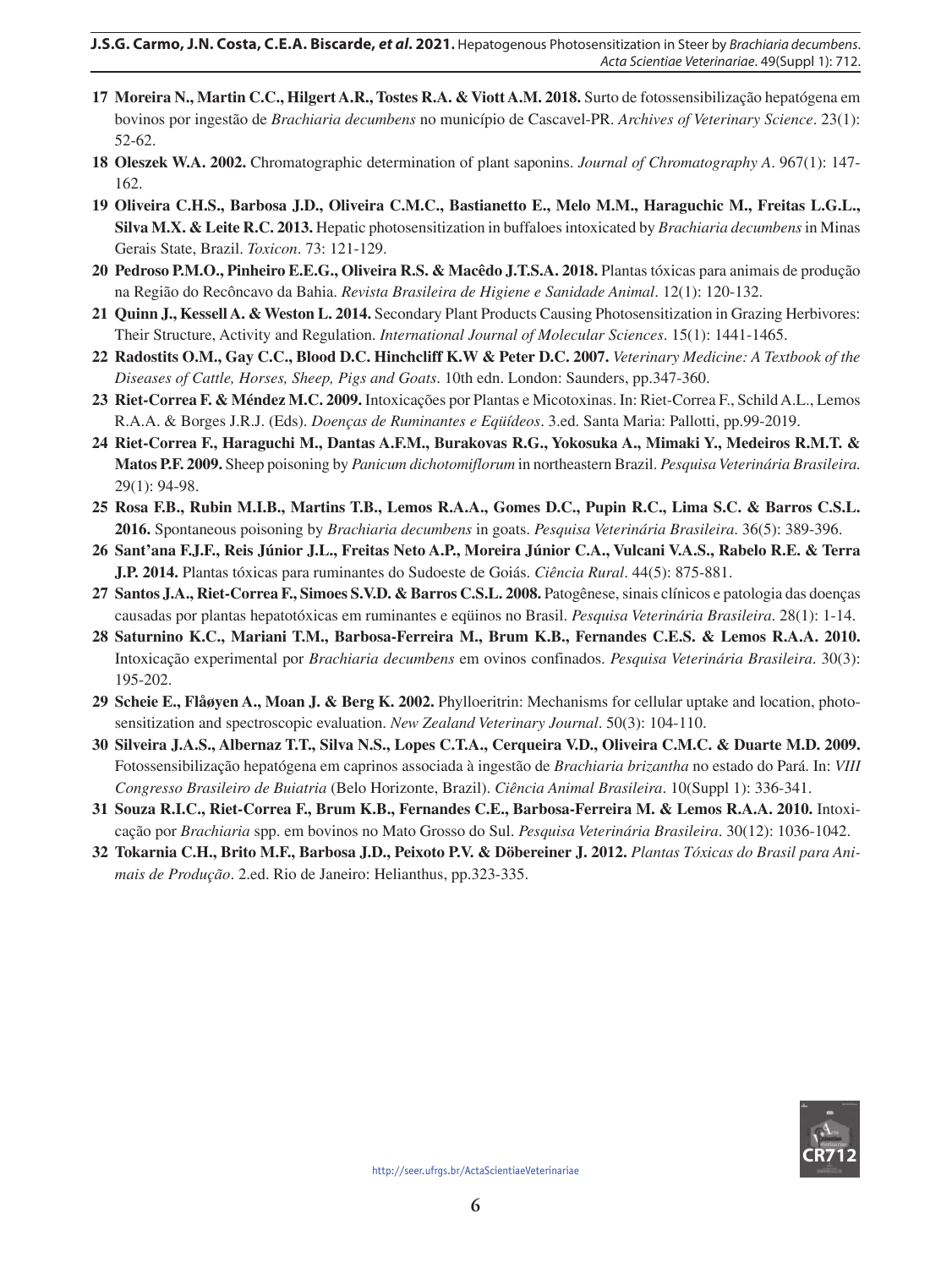**17 Moreira N., Martin C.C., Hilgert A.R., Tostes R.A. & Viott A.M. 2018.** Surto de fotossensibilização hepatógena em bovinos por ingestão de *Brachiaria decumbens* no município de Cascavel-PR. *Archives of Veterinary Science*. 23(1): 52-62.

**18 Oleszek W.A. 2002.** Chromatographic determination of plant saponins. *Journal of Chromatography A*. 967(1): 147-162.

**19 Oliveira C.H.S., Barbosa J.D., Oliveira C.M.C., Bastianetto E., Melo M.M., Haraguchic M., Freitas L.G.L., Silva M.X. & Leite R.C. 2013.** Hepatic photosensitization in buffaloes intoxicated by *Brachiaria decumbens* in Minas Gerais State, Brazil. *Toxicon*. 73: 121-129.

**20 Pedroso P.M.O., Pinheiro E.E.G., Oliveira R.S. & Macêdo J.T.S.A. 2018.** Plantas tóxicas para animais de produção na Região do Recôncavo da Bahia. *Revista Brasileira de Higiene e Sanidade Animal*. 12(1): 120-132.

**21 Quinn J., Kessell A. & Weston L. 2014.** Secondary Plant Products Causing Photosensitization in Grazing Herbivores: Their Structure, Activity and Regulation. *International Journal of Molecular Sciences*. 15(1): 1441-1465.

**22 Radostits O.M., Gay C.C., Blood D.C. Hinchcliff K.W & Peter D.C. 2007.** *Veterinary Medicine: A Textbook of the Diseases of Cattle, Horses, Sheep, Pigs and Goats*. 10th edn. London: Saunders, pp.347-360.

**23 Riet-Correa F. & Méndez M.C. 2009.** Intoxicações por Plantas e Micotoxinas. In: Riet-Correa F., Schild A.L., Lemos R.A.A. & Borges J.R.J. (Eds). *Doenças de Ruminantes e Eqüídeos*. 3.ed. Santa Maria: Pallotti, pp.99-2019.

**24 Riet-Correa F., Haraguchi M., Dantas A.F.M., Burakovas R.G., Yokosuka A., Mimaki Y., Medeiros R.M.T. & Matos P.F. 2009.** Sheep poisoning by *Panicum dichotomiflorum* in northeastern Brazil. *Pesquisa Veterinária Brasileira.* 29(1): 94-98.

**25 Rosa F.B., Rubin M.I.B., Martins T.B., Lemos R.A.A., Gomes D.C., Pupin R.C., Lima S.C. & Barros C.S.L. 2016.** Spontaneous poisoning by *Brachiaria decumbens* in goats. *Pesquisa Veterinária Brasileira*. 36(5): 389-396.

**26 Sant'ana F.J.F., Reis Júnior J.L., Freitas Neto A.P., Moreira Júnior C.A., Vulcani V.A.S., Rabelo R.E. & Terra J.P. 2014.** Plantas tóxicas para ruminantes do Sudoeste de Goiás. *Ciência Rural*. 44(5): 875-881.

**27 Santos J.A., Riet-Correa F., Simoes S.V.D. & Barros C.S.L. 2008.** Patogênese, sinais clínicos e patologia das doenças causadas por plantas hepatotóxicas em ruminantes e eqüinos no Brasil. *Pesquisa Veterinária Brasileira*. 28(1): 1-14.

**28 Saturnino K.C., Mariani T.M., Barbosa-Ferreira M., Brum K.B., Fernandes C.E.S. & Lemos R.A.A. 2010.** Intoxicação experimental por *Brachiaria decumbens* em ovinos confinados. *Pesquisa Veterinária Brasileira*. 30(3): 195-202.

**29 Scheie E., Flåøyen A., Moan J. & Berg K. 2002.** Phylloeritrin: Mechanisms for cellular uptake and location, photosensitization and spectroscopic evaluation. *New Zealand Veterinary Journal*. 50(3): 104-110.

**30 Silveira J.A.S., Albernaz T.T., Silva N.S., Lopes C.T.A., Cerqueira V.D., Oliveira C.M.C. & Duarte M.D. 2009.** Fotossensibilização hepatógena em caprinos associada à ingestão de *Brachiaria brizantha* no estado do Pará. In: *VIII Congresso Brasileiro de Buiatria* (Belo Horizonte, Brazil). *Ciência Animal Brasileira*. 10(Suppl 1): 336-341.

**31 Souza R.I.C., Riet-Correa F., Brum K.B., Fernandes C.E., Barbosa-Ferreira M. & Lemos R.A.A. 2010.** Intoxicação por *Brachiaria* spp. em bovinos no Mato Grosso do Sul. *Pesquisa Veterinária Brasileira*. 30(12): 1036-1042.

**32 Tokarnia C.H., Brito M.F., Barbosa J.D., Peixoto P.V. & Döbereiner J. 2012.** *Plantas Tóxicas do Brasil para Animais de Produção*. 2.ed. Rio de Janeiro: Helianthus, pp.323-335.